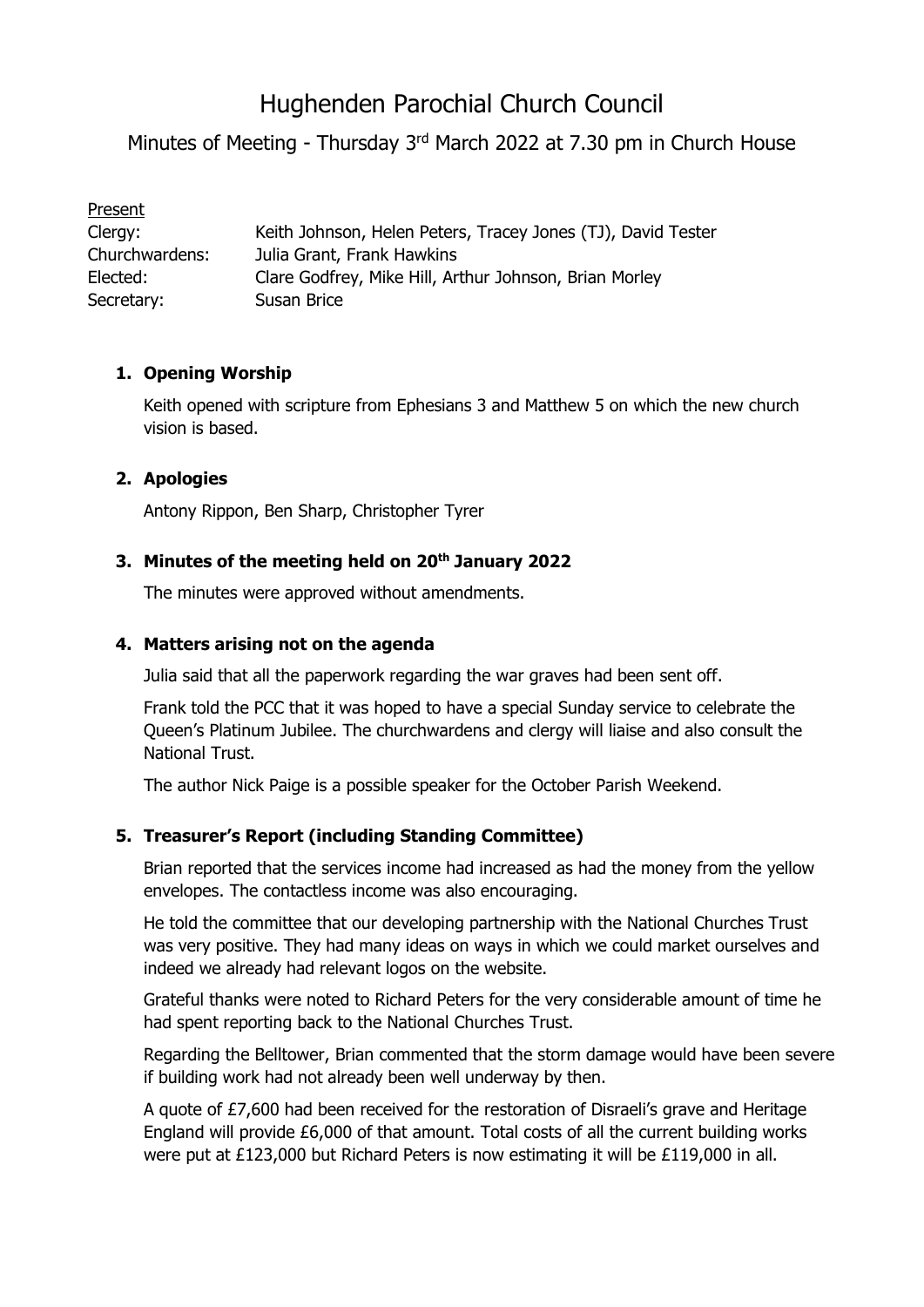# Hughenden Parochial Church Council

## Minutes of Meeting - Thursday 3rd March 2022 at 7.30 pm in Church House

Present

| | |
|---|---|
| Clergy: | Keith Johnson, Helen Peters, Tracey Jones (TJ), David Tester |
| Churchwardens: | Julia Grant, Frank Hawkins |
| Elected: | Clare Godfrey, Mike Hill, Arthur Johnson, Brian Morley |
| Secretary: | Susan Brice |

### 1. Opening Worship

Keith opened with scripture from Ephesians 3 and Matthew 5 on which the new church vision is based.

### 2. Apologies

Antony Rippon, Ben Sharp, Christopher Tyrer

### 3. Minutes of the meeting held on 20th January 2022

The minutes were approved without amendments.

### 4. Matters arising not on the agenda

Julia said that all the paperwork regarding the war graves had been sent off.

Frank told the PCC that it was hoped to have a special Sunday service to celebrate the Queen's Platinum Jubilee. The churchwardens and clergy will liaise and also consult the National Trust.

The author Nick Paige is a possible speaker for the October Parish Weekend.

### 5. Treasurer's Report (including Standing Committee)

Brian reported that the services income had increased as had the money from the yellow envelopes. The contactless income was also encouraging.

He told the committee that our developing partnership with the National Churches Trust was very positive. They had many ideas on ways in which we could market ourselves and indeed we already had relevant logos on the website.

Grateful thanks were noted to Richard Peters for the very considerable amount of time he had spent reporting back to the National Churches Trust.

Regarding the Belltower, Brian commented that the storm damage would have been severe if building work had not already been well underway by then.

A quote of £7,600 had been received for the restoration of Disraeli's grave and Heritage England will provide £6,000 of that amount. Total costs of all the current building works were put at £123,000 but Richard Peters is now estimating it will be £119,000 in all.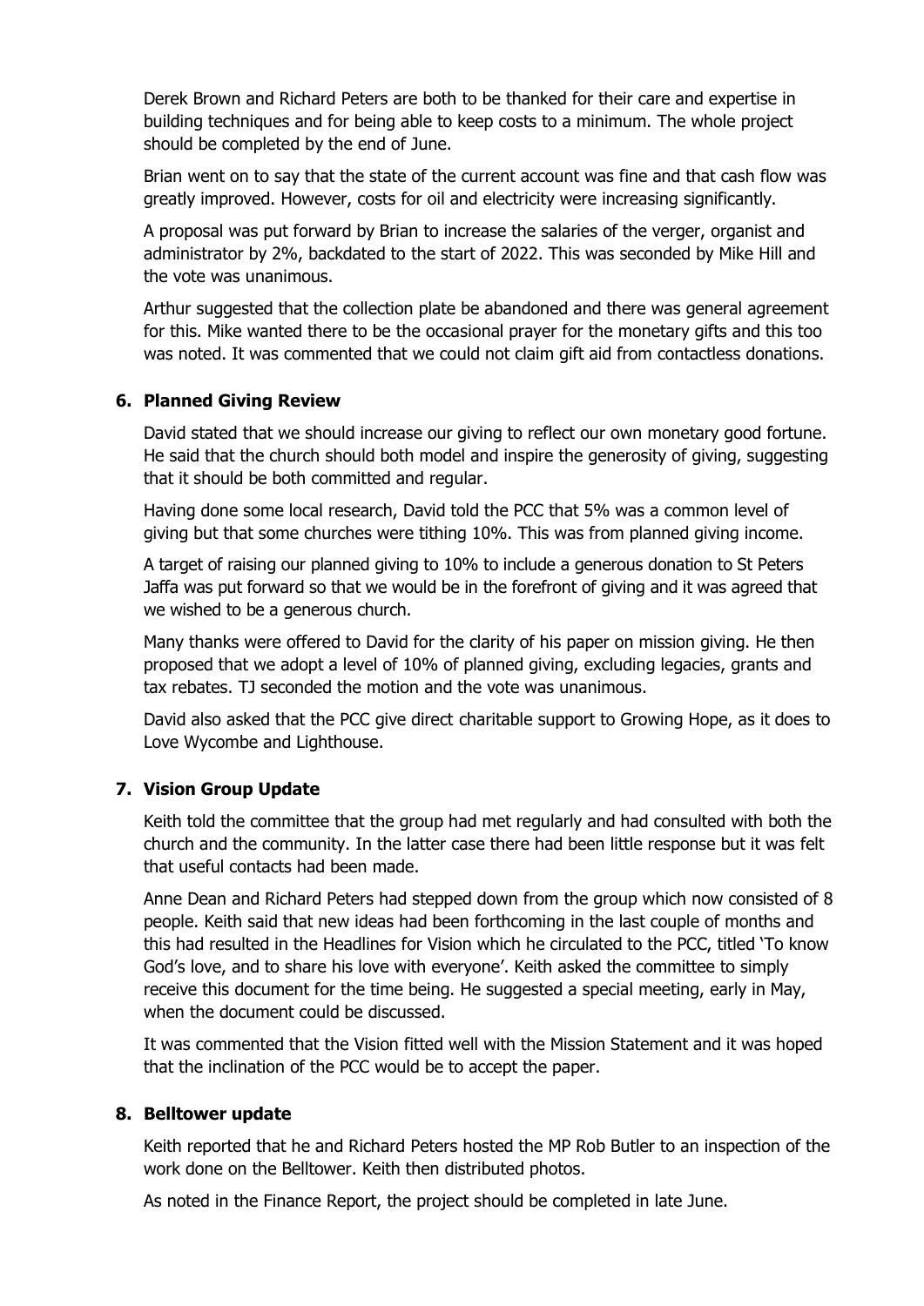Derek Brown and Richard Peters are both to be thanked for their care and expertise in building techniques and for being able to keep costs to a minimum. The whole project should be completed by the end of June.

Brian went on to say that the state of the current account was fine and that cash flow was greatly improved. However, costs for oil and electricity were increasing significantly.

A proposal was put forward by Brian to increase the salaries of the verger, organist and administrator by 2%, backdated to the start of 2022. This was seconded by Mike Hill and the vote was unanimous.

Arthur suggested that the collection plate be abandoned and there was general agreement for this. Mike wanted there to be the occasional prayer for the monetary gifts and this too was noted. It was commented that we could not claim gift aid from contactless donations.

## 6. Planned Giving Review

David stated that we should increase our giving to reflect our own monetary good fortune. He said that the church should both model and inspire the generosity of giving, suggesting that it should be both committed and regular.

Having done some local research, David told the PCC that 5% was a common level of giving but that some churches were tithing 10%. This was from planned giving income.

A target of raising our planned giving to 10% to include a generous donation to St Peters Jaffa was put forward so that we would be in the forefront of giving and it was agreed that we wished to be a generous church.

Many thanks were offered to David for the clarity of his paper on mission giving. He then proposed that we adopt a level of 10% of planned giving, excluding legacies, grants and tax rebates. TJ seconded the motion and the vote was unanimous.

David also asked that the PCC give direct charitable support to Growing Hope, as it does to Love Wycombe and Lighthouse.

## 7. Vision Group Update

Keith told the committee that the group had met regularly and had consulted with both the church and the community. In the latter case there had been little response but it was felt that useful contacts had been made.

Anne Dean and Richard Peters had stepped down from the group which now consisted of 8 people. Keith said that new ideas had been forthcoming in the last couple of months and this had resulted in the Headlines for Vision which he circulated to the PCC, titled 'To know God's love, and to share his love with everyone'. Keith asked the committee to simply receive this document for the time being. He suggested a special meeting, early in May, when the document could be discussed.

It was commented that the Vision fitted well with the Mission Statement and it was hoped that the inclination of the PCC would be to accept the paper.

## 8. Belltower update

Keith reported that he and Richard Peters hosted the MP Rob Butler to an inspection of the work done on the Belltower. Keith then distributed photos.

As noted in the Finance Report, the project should be completed in late June.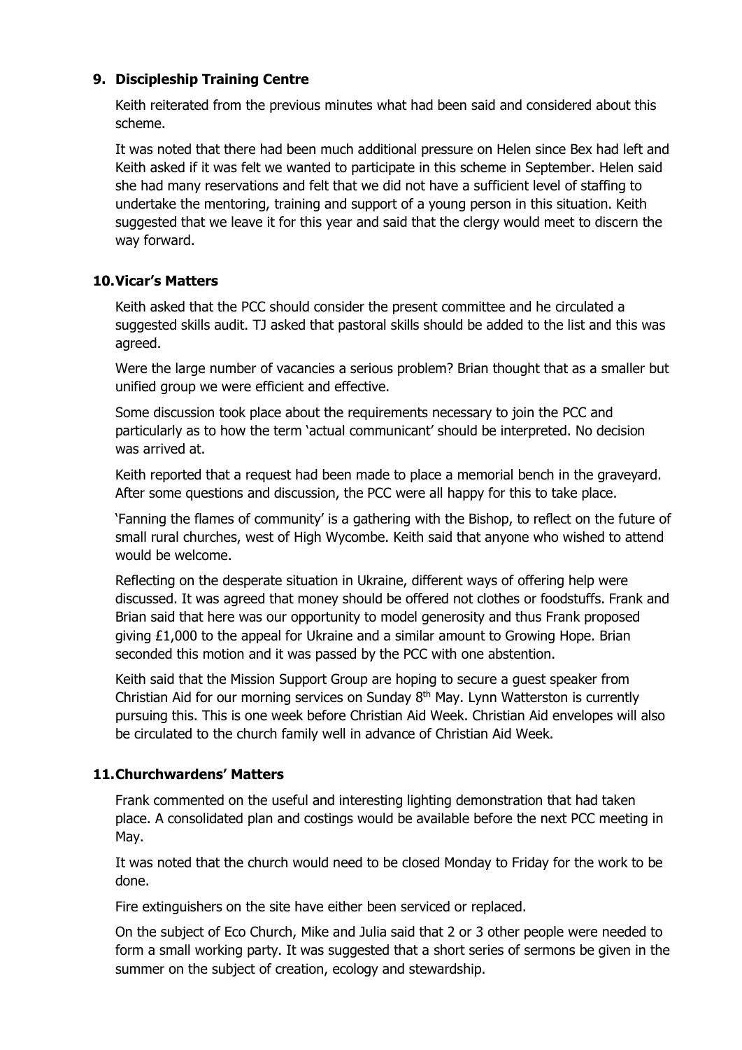## 9. Discipleship Training Centre

Keith reiterated from the previous minutes what had been said and considered about this scheme.

It was noted that there had been much additional pressure on Helen since Bex had left and Keith asked if it was felt we wanted to participate in this scheme in September. Helen said she had many reservations and felt that we did not have a sufficient level of staffing to undertake the mentoring, training and support of a young person in this situation. Keith suggested that we leave it for this year and said that the clergy would meet to discern the way forward.

## 10. Vicar's Matters

Keith asked that the PCC should consider the present committee and he circulated a suggested skills audit. TJ asked that pastoral skills should be added to the list and this was agreed.

Were the large number of vacancies a serious problem? Brian thought that as a smaller but unified group we were efficient and effective.

Some discussion took place about the requirements necessary to join the PCC and particularly as to how the term 'actual communicant' should be interpreted. No decision was arrived at.

Keith reported that a request had been made to place a memorial bench in the graveyard. After some questions and discussion, the PCC were all happy for this to take place.

'Fanning the flames of community' is a gathering with the Bishop, to reflect on the future of small rural churches, west of High Wycombe. Keith said that anyone who wished to attend would be welcome.

Reflecting on the desperate situation in Ukraine, different ways of offering help were discussed. It was agreed that money should be offered not clothes or foodstuffs. Frank and Brian said that here was our opportunity to model generosity and thus Frank proposed giving £1,000 to the appeal for Ukraine and a similar amount to Growing Hope. Brian seconded this motion and it was passed by the PCC with one abstention.

Keith said that the Mission Support Group are hoping to secure a guest speaker from Christian Aid for our morning services on Sunday 8th May. Lynn Watterston is currently pursuing this. This is one week before Christian Aid Week. Christian Aid envelopes will also be circulated to the church family well in advance of Christian Aid Week.

## 11. Churchwardens' Matters

Frank commented on the useful and interesting lighting demonstration that had taken place. A consolidated plan and costings would be available before the next PCC meeting in May.

It was noted that the church would need to be closed Monday to Friday for the work to be done.

Fire extinguishers on the site have either been serviced or replaced.

On the subject of Eco Church, Mike and Julia said that 2 or 3 other people were needed to form a small working party. It was suggested that a short series of sermons be given in the summer on the subject of creation, ecology and stewardship.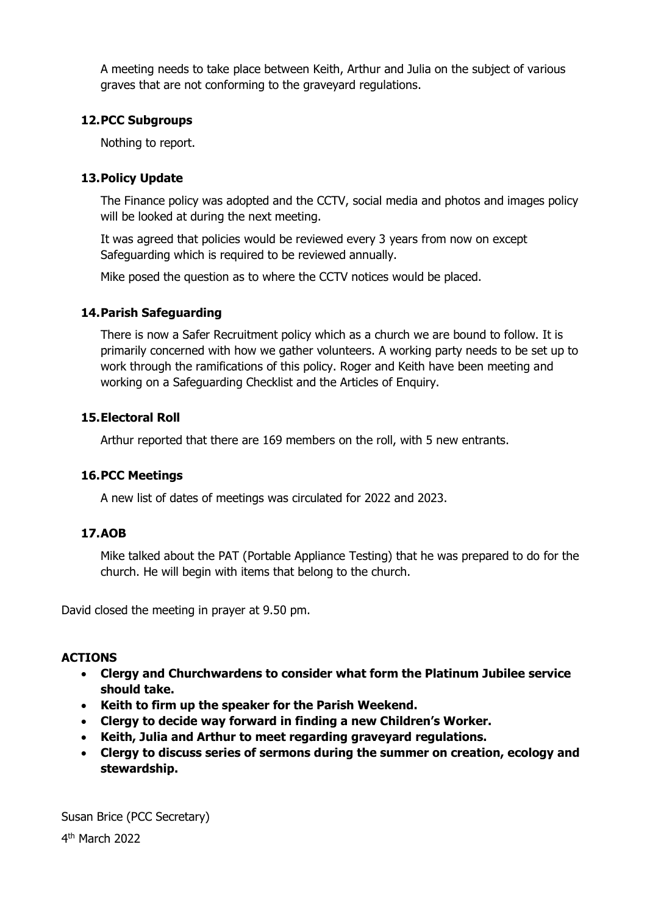A meeting needs to take place between Keith, Arthur and Julia on the subject of various graves that are not conforming to the graveyard regulations.

## 12. PCC Subgroups

Nothing to report.

## 13. Policy Update

The Finance policy was adopted and the CCTV, social media and photos and images policy will be looked at during the next meeting.

It was agreed that policies would be reviewed every 3 years from now on except Safeguarding which is required to be reviewed annually.

Mike posed the question as to where the CCTV notices would be placed.

## 14. Parish Safeguarding

There is now a Safer Recruitment policy which as a church we are bound to follow. It is primarily concerned with how we gather volunteers. A working party needs to be set up to work through the ramifications of this policy. Roger and Keith have been meeting and working on a Safeguarding Checklist and the Articles of Enquiry.

## 15. Electoral Roll

Arthur reported that there are 169 members on the roll, with 5 new entrants.

## 16. PCC Meetings

A new list of dates of meetings was circulated for 2022 and 2023.

## 17. AOB

Mike talked about the PAT (Portable Appliance Testing) that he was prepared to do for the church. He will begin with items that belong to the church.

David closed the meeting in prayer at 9.50 pm.

**ACTIONS**

- **Clergy and Churchwardens to consider what form the Platinum Jubilee service should take.**
- **Keith to firm up the speaker for the Parish Weekend.**
- **Clergy to decide way forward in finding a new Children's Worker.**
- **Keith, Julia and Arthur to meet regarding graveyard regulations.**
- **Clergy to discuss series of sermons during the summer on creation, ecology and stewardship.**

Susan Brice (PCC Secretary)

4th March 2022